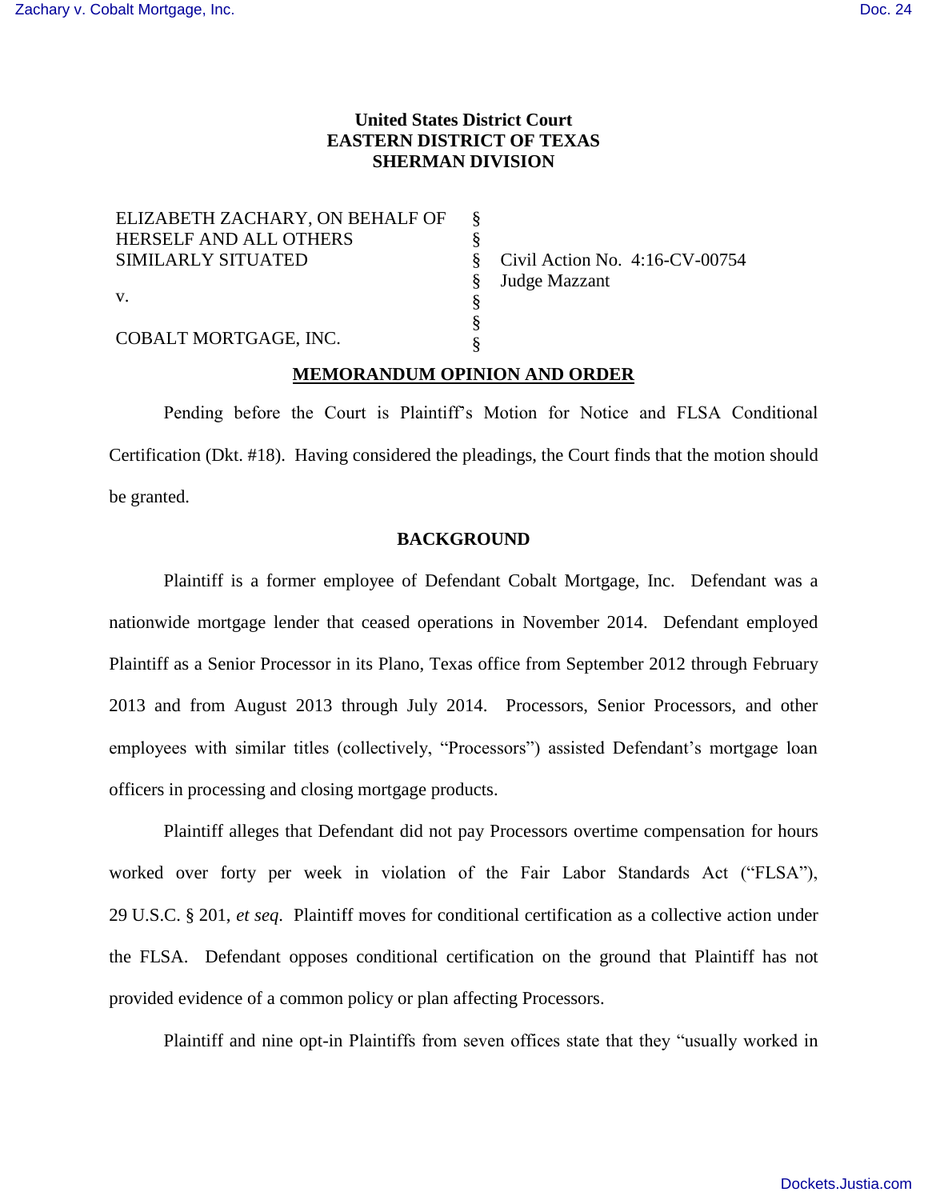**United States District Court**
**EASTERN DISTRICT OF TEXAS**
**SHERMAN DIVISION**

ELIZABETH ZACHARY, ON BEHALF OF HERSELF AND ALL OTHERS SIMILARLY SITUATED

v.

COBALT MORTGAGE, INC.

§ Civil Action No. 4:16-CV-00754
§ Judge Mazzant

**MEMORANDUM OPINION AND ORDER**

Pending before the Court is Plaintiff's Motion for Notice and FLSA Conditional Certification (Dkt. #18). Having considered the pleadings, the Court finds that the motion should be granted.

**BACKGROUND**

Plaintiff is a former employee of Defendant Cobalt Mortgage, Inc. Defendant was a nationwide mortgage lender that ceased operations in November 2014. Defendant employed Plaintiff as a Senior Processor in its Plano, Texas office from September 2012 through February 2013 and from August 2013 through July 2014. Processors, Senior Processors, and other employees with similar titles (collectively, "Processors") assisted Defendant's mortgage loan officers in processing and closing mortgage products.

Plaintiff alleges that Defendant did not pay Processors overtime compensation for hours worked over forty per week in violation of the Fair Labor Standards Act ("FLSA"), 29 U.S.C. § 201, *et seq.* Plaintiff moves for conditional certification as a collective action under the FLSA. Defendant opposes conditional certification on the ground that Plaintiff has not provided evidence of a common policy or plan affecting Processors.

Plaintiff and nine opt-in Plaintiffs from seven offices state that they "usually worked in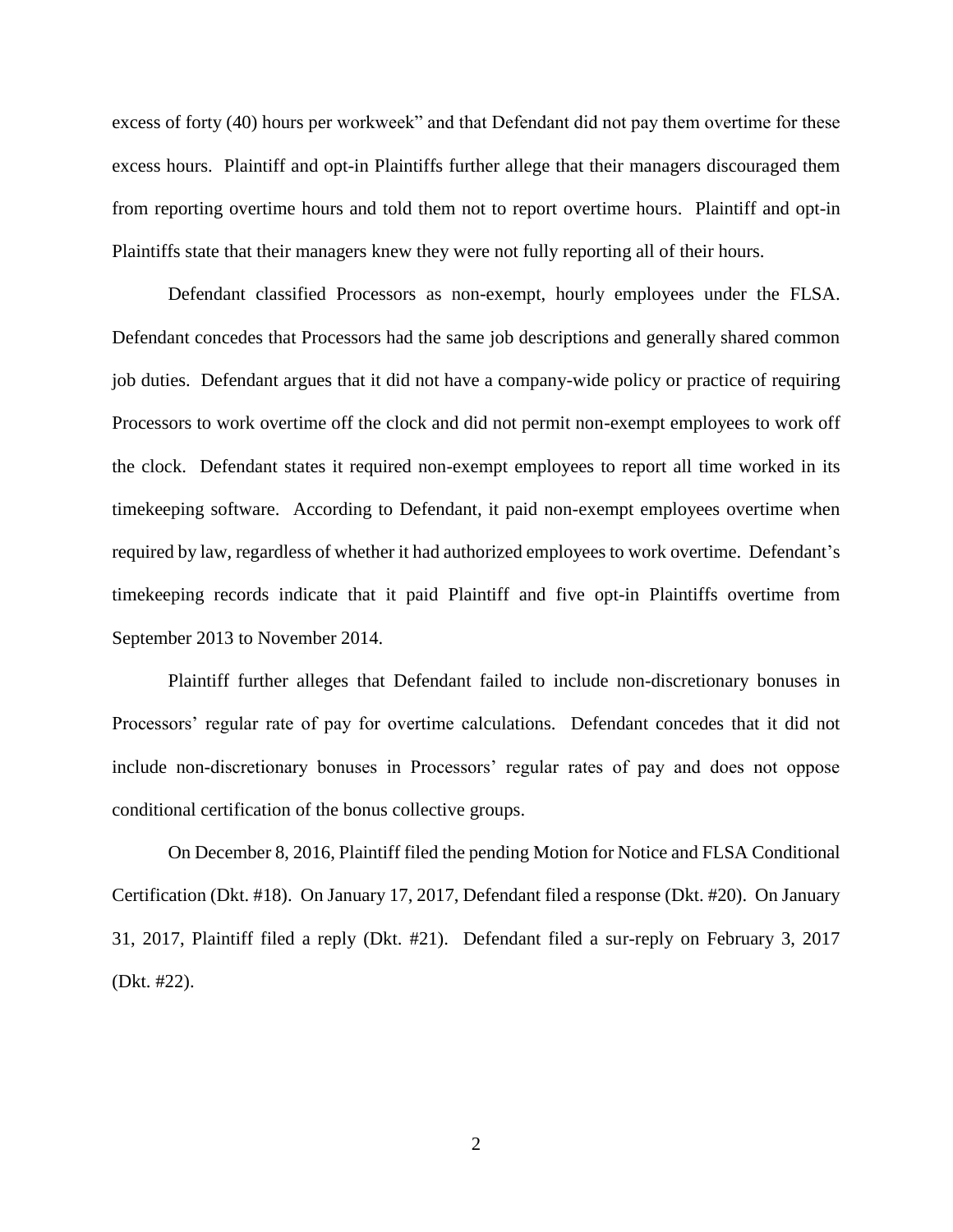excess of forty (40) hours per workweek" and that Defendant did not pay them overtime for these excess hours. Plaintiff and opt-in Plaintiffs further allege that their managers discouraged them from reporting overtime hours and told them not to report overtime hours. Plaintiff and opt-in Plaintiffs state that their managers knew they were not fully reporting all of their hours.

Defendant classified Processors as non-exempt, hourly employees under the FLSA. Defendant concedes that Processors had the same job descriptions and generally shared common job duties. Defendant argues that it did not have a company-wide policy or practice of requiring Processors to work overtime off the clock and did not permit non-exempt employees to work off the clock. Defendant states it required non-exempt employees to report all time worked in its timekeeping software. According to Defendant, it paid non-exempt employees overtime when required by law, regardless of whether it had authorized employees to work overtime. Defendant's timekeeping records indicate that it paid Plaintiff and five opt-in Plaintiffs overtime from September 2013 to November 2014.

Plaintiff further alleges that Defendant failed to include non-discretionary bonuses in Processors' regular rate of pay for overtime calculations. Defendant concedes that it did not include non-discretionary bonuses in Processors' regular rates of pay and does not oppose conditional certification of the bonus collective groups.

On December 8, 2016, Plaintiff filed the pending Motion for Notice and FLSA Conditional Certification (Dkt. #18). On January 17, 2017, Defendant filed a response (Dkt. #20). On January 31, 2017, Plaintiff filed a reply (Dkt. #21). Defendant filed a sur-reply on February 3, 2017 (Dkt. #22).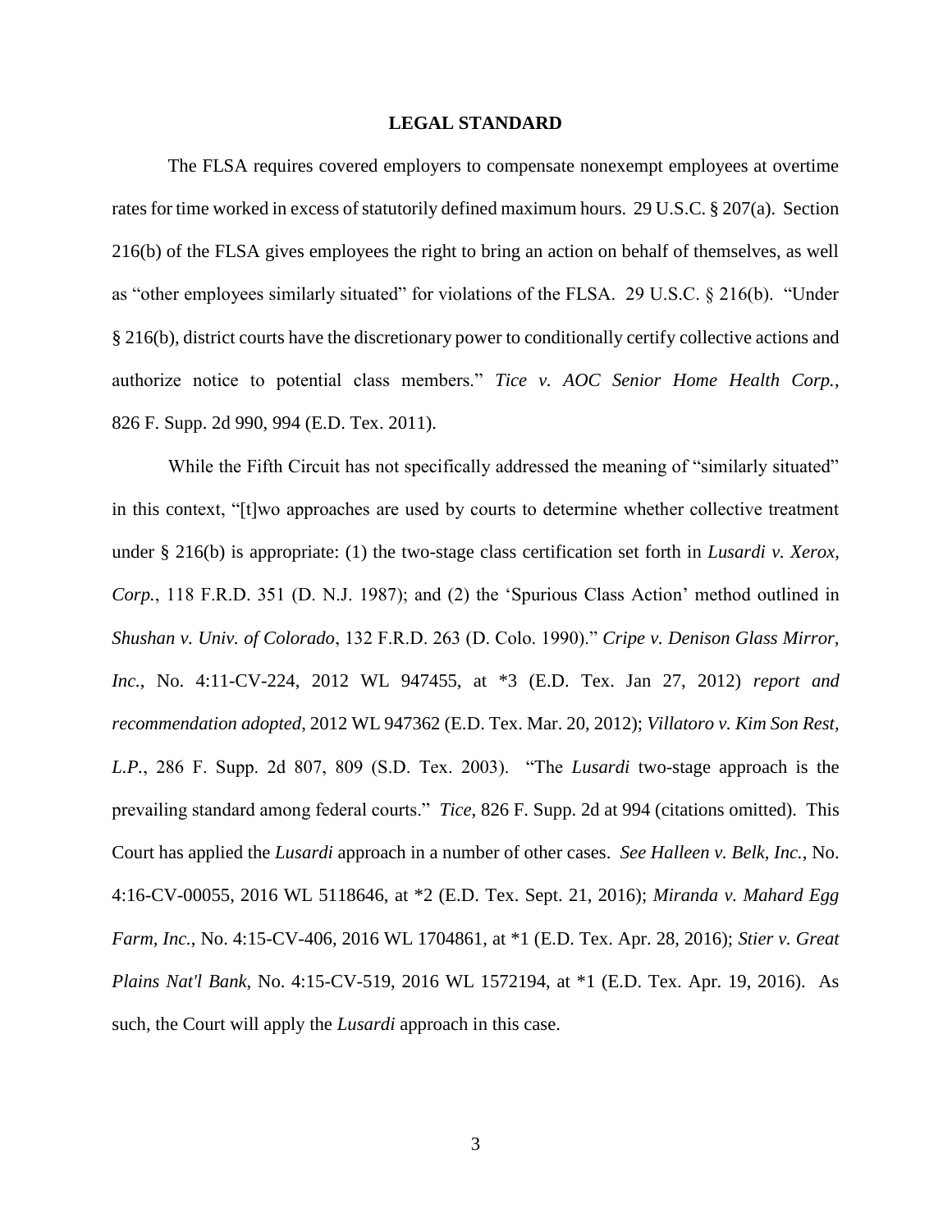## LEGAL STANDARD

The FLSA requires covered employers to compensate nonexempt employees at overtime rates for time worked in excess of statutorily defined maximum hours. 29 U.S.C. § 207(a). Section 216(b) of the FLSA gives employees the right to bring an action on behalf of themselves, as well as "other employees similarly situated" for violations of the FLSA. 29 U.S.C. § 216(b). "Under § 216(b), district courts have the discretionary power to conditionally certify collective actions and authorize notice to potential class members." *Tice v. AOC Senior Home Health Corp.*, 826 F. Supp. 2d 990, 994 (E.D. Tex. 2011).

While the Fifth Circuit has not specifically addressed the meaning of "similarly situated" in this context, "[t]wo approaches are used by courts to determine whether collective treatment under § 216(b) is appropriate: (1) the two-stage class certification set forth in *Lusardi v. Xerox, Corp.*, 118 F.R.D. 351 (D. N.J. 1987); and (2) the 'Spurious Class Action' method outlined in *Shushan v. Univ. of Colorado*, 132 F.R.D. 263 (D. Colo. 1990)." *Cripe v. Denison Glass Mirror, Inc.*, No. 4:11-CV-224, 2012 WL 947455, at *3 (E.D. Tex. Jan 27, 2012) *report and recommendation adopted*, 2012 WL 947362 (E.D. Tex. Mar. 20, 2012); *Villatoro v. Kim Son Rest, L.P.*, 286 F. Supp. 2d 807, 809 (S.D. Tex. 2003). "The *Lusardi* two-stage approach is the prevailing standard among federal courts." *Tice*, 826 F. Supp. 2d at 994 (citations omitted). This Court has applied the *Lusardi* approach in a number of other cases. *See Halleen v. Belk, Inc.*, No. 4:16-CV-00055, 2016 WL 5118646, at *2 (E.D. Tex. Sept. 21, 2016); *Miranda v. Mahard Egg Farm, Inc.*, No. 4:15-CV-406, 2016 WL 1704861, at *1 (E.D. Tex. Apr. 28, 2016); *Stier v. Great Plains Nat'l Bank*, No. 4:15-CV-519, 2016 WL 1572194, at *1 (E.D. Tex. Apr. 19, 2016). As such, the Court will apply the *Lusardi* approach in this case.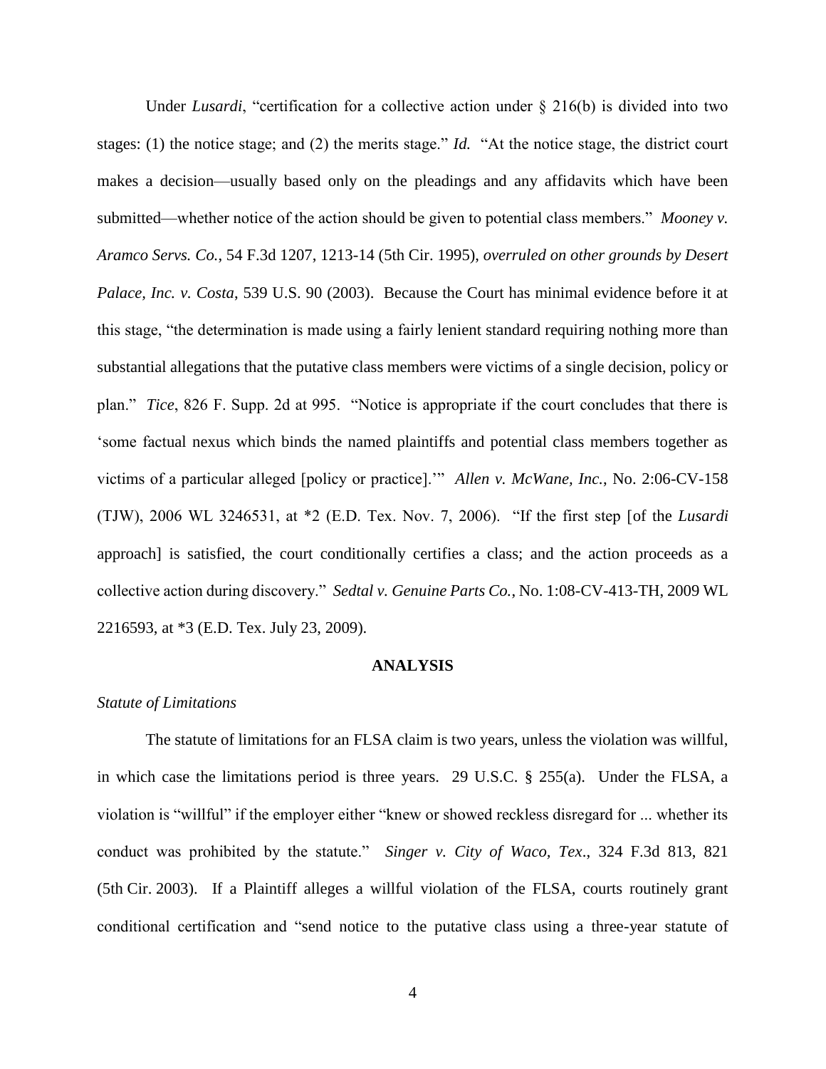Under *Lusardi*, "certification for a collective action under § 216(b) is divided into two stages: (1) the notice stage; and (2) the merits stage." *Id.* "At the notice stage, the district court makes a decision—usually based only on the pleadings and any affidavits which have been submitted—whether notice of the action should be given to potential class members." *Mooney v. Aramco Servs. Co.*, 54 F.3d 1207, 1213-14 (5th Cir. 1995), *overruled on other grounds by Desert Palace, Inc. v. Costa*, 539 U.S. 90 (2003). Because the Court has minimal evidence before it at this stage, "the determination is made using a fairly lenient standard requiring nothing more than substantial allegations that the putative class members were victims of a single decision, policy or plan." *Tice*, 826 F. Supp. 2d at 995. "Notice is appropriate if the court concludes that there is 'some factual nexus which binds the named plaintiffs and potential class members together as victims of a particular alleged [policy or practice].'" *Allen v. McWane, Inc.*, No. 2:06-CV-158 (TJW), 2006 WL 3246531, at *2 (E.D. Tex. Nov. 7, 2006). "If the first step [of the *Lusardi* approach] is satisfied, the court conditionally certifies a class; and the action proceeds as a collective action during discovery." *Sedtal v. Genuine Parts Co.*, No. 1:08-CV-413-TH, 2009 WL 2216593, at *3 (E.D. Tex. July 23, 2009).

## ANALYSIS

*Statute of Limitations*

The statute of limitations for an FLSA claim is two years, unless the violation was willful, in which case the limitations period is three years. 29 U.S.C. § 255(a). Under the FLSA, a violation is "willful" if the employer either "knew or showed reckless disregard for ... whether its conduct was prohibited by the statute." *Singer v. City of Waco, Tex.*, 324 F.3d 813, 821 (5th Cir. 2003). If a Plaintiff alleges a willful violation of the FLSA, courts routinely grant conditional certification and "send notice to the putative class using a three-year statute of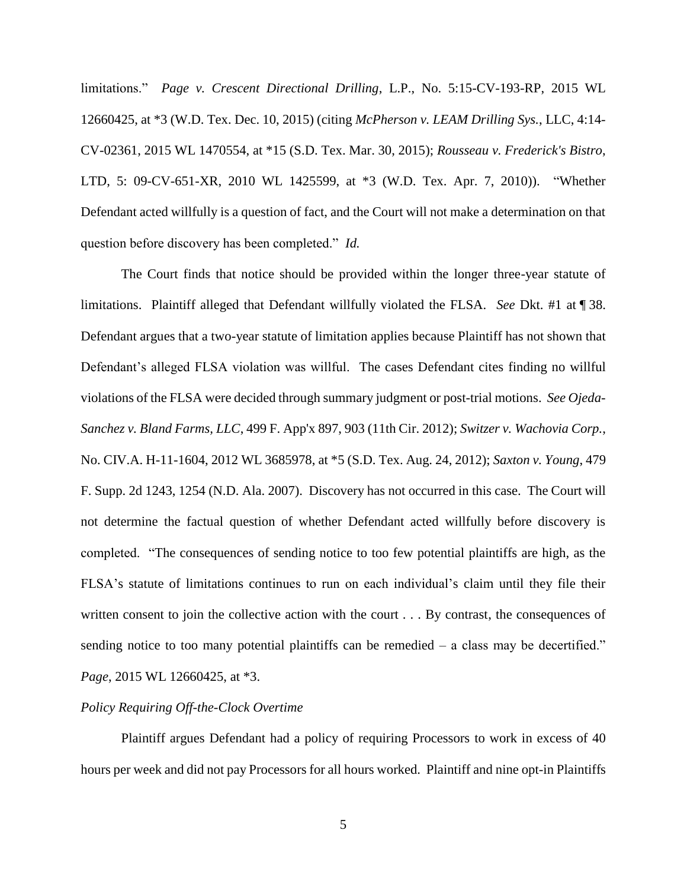limitations." *Page v. Crescent Directional Drilling*, L.P., No. 5:15-CV-193-RP, 2015 WL 12660425, at *3 (W.D. Tex. Dec. 10, 2015) (citing *McPherson v. LEAM Drilling Sys.*, LLC, 4:14-CV-02361, 2015 WL 1470554, at *15 (S.D. Tex. Mar. 30, 2015); *Rousseau v. Frederick's Bistro*, LTD, 5: 09-CV-651-XR, 2010 WL 1425599, at *3 (W.D. Tex. Apr. 7, 2010)). "Whether Defendant acted willfully is a question of fact, and the Court will not make a determination on that question before discovery has been completed." *Id.*

The Court finds that notice should be provided within the longer three-year statute of limitations. Plaintiff alleged that Defendant willfully violated the FLSA. *See* Dkt. #1 at ¶ 38. Defendant argues that a two-year statute of limitation applies because Plaintiff has not shown that Defendant's alleged FLSA violation was willful. The cases Defendant cites finding no willful violations of the FLSA were decided through summary judgment or post-trial motions. *See Ojeda-Sanchez v. Bland Farms, LLC*, 499 F. App'x 897, 903 (11th Cir. 2012); *Switzer v. Wachovia Corp.*, No. CIV.A. H-11-1604, 2012 WL 3685978, at *5 (S.D. Tex. Aug. 24, 2012); *Saxton v. Young*, 479 F. Supp. 2d 1243, 1254 (N.D. Ala. 2007). Discovery has not occurred in this case. The Court will not determine the factual question of whether Defendant acted willfully before discovery is completed. "The consequences of sending notice to too few potential plaintiffs are high, as the FLSA's statute of limitations continues to run on each individual's claim until they file their written consent to join the collective action with the court . . . By contrast, the consequences of sending notice to too many potential plaintiffs can be remedied – a class may be decertified." *Page*, 2015 WL 12660425, at *3.

*Policy Requiring Off-the-Clock Overtime*

Plaintiff argues Defendant had a policy of requiring Processors to work in excess of 40 hours per week and did not pay Processors for all hours worked. Plaintiff and nine opt-in Plaintiffs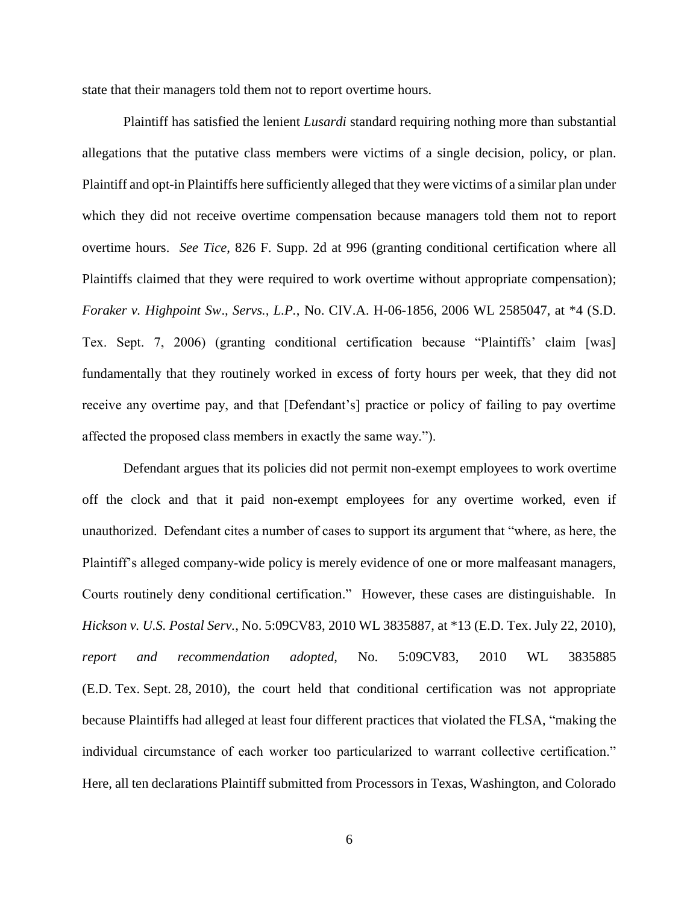state that their managers told them not to report overtime hours.

Plaintiff has satisfied the lenient *Lusardi* standard requiring nothing more than substantial allegations that the putative class members were victims of a single decision, policy, or plan. Plaintiff and opt-in Plaintiffs here sufficiently alleged that they were victims of a similar plan under which they did not receive overtime compensation because managers told them not to report overtime hours. *See Tice*, 826 F. Supp. 2d at 996 (granting conditional certification where all Plaintiffs claimed that they were required to work overtime without appropriate compensation); *Foraker v. Highpoint Sw., Servs., L.P.*, No. CIV.A. H-06-1856, 2006 WL 2585047, at *4 (S.D. Tex. Sept. 7, 2006) (granting conditional certification because "Plaintiffs' claim [was] fundamentally that they routinely worked in excess of forty hours per week, that they did not receive any overtime pay, and that [Defendant's] practice or policy of failing to pay overtime affected the proposed class members in exactly the same way.").

Defendant argues that its policies did not permit non-exempt employees to work overtime off the clock and that it paid non-exempt employees for any overtime worked, even if unauthorized. Defendant cites a number of cases to support its argument that "where, as here, the Plaintiff's alleged company-wide policy is merely evidence of one or more malfeasant managers, Courts routinely deny conditional certification." However, these cases are distinguishable. In *Hickson v. U.S. Postal Serv.*, No. 5:09CV83, 2010 WL 3835887, at *13 (E.D. Tex. July 22, 2010), *report and recommendation adopted*, No. 5:09CV83, 2010 WL 3835885 (E.D. Tex. Sept. 28, 2010), the court held that conditional certification was not appropriate because Plaintiffs had alleged at least four different practices that violated the FLSA, "making the individual circumstance of each worker too particularized to warrant collective certification." Here, all ten declarations Plaintiff submitted from Processors in Texas, Washington, and Colorado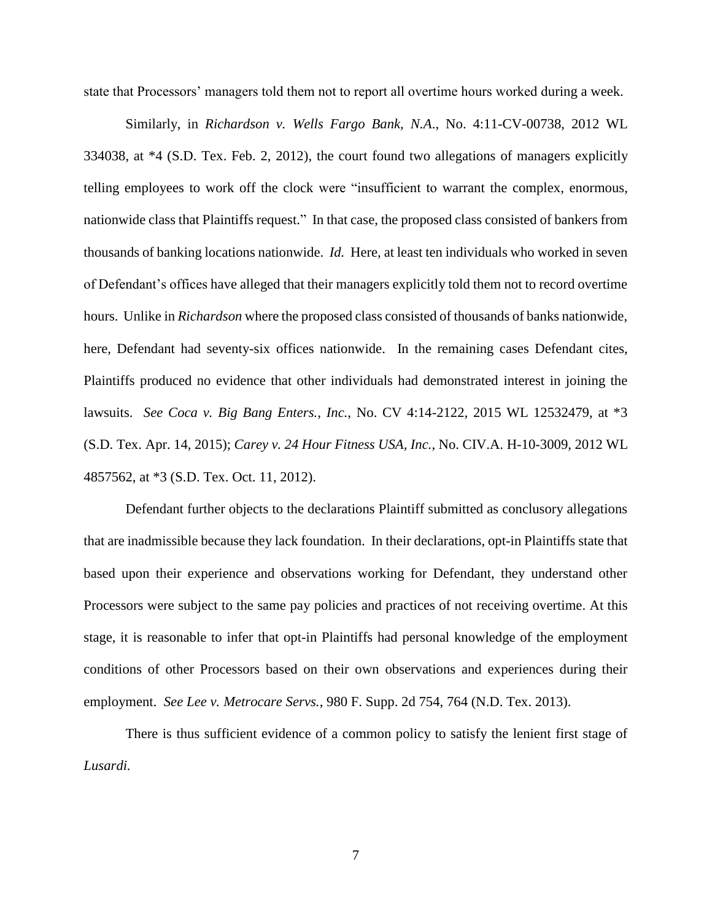state that Processors' managers told them not to report all overtime hours worked during a week.

Similarly, in *Richardson v. Wells Fargo Bank, N.A.*, No. 4:11-CV-00738, 2012 WL 334038, at *4 (S.D. Tex. Feb. 2, 2012), the court found two allegations of managers explicitly telling employees to work off the clock were "insufficient to warrant the complex, enormous, nationwide class that Plaintiffs request." In that case, the proposed class consisted of bankers from thousands of banking locations nationwide. *Id.* Here, at least ten individuals who worked in seven of Defendant's offices have alleged that their managers explicitly told them not to record overtime hours. Unlike in *Richardson* where the proposed class consisted of thousands of banks nationwide, here, Defendant had seventy-six offices nationwide. In the remaining cases Defendant cites, Plaintiffs produced no evidence that other individuals had demonstrated interest in joining the lawsuits. *See Coca v. Big Bang Enters., Inc.*, No. CV 4:14-2122, 2015 WL 12532479, at *3 (S.D. Tex. Apr. 14, 2015); *Carey v. 24 Hour Fitness USA, Inc.*, No. CIV.A. H-10-3009, 2012 WL 4857562, at *3 (S.D. Tex. Oct. 11, 2012).

Defendant further objects to the declarations Plaintiff submitted as conclusory allegations that are inadmissible because they lack foundation. In their declarations, opt-in Plaintiffs state that based upon their experience and observations working for Defendant, they understand other Processors were subject to the same pay policies and practices of not receiving overtime. At this stage, it is reasonable to infer that opt-in Plaintiffs had personal knowledge of the employment conditions of other Processors based on their own observations and experiences during their employment. *See Lee v. Metrocare Servs.*, 980 F. Supp. 2d 754, 764 (N.D. Tex. 2013).

There is thus sufficient evidence of a common policy to satisfy the lenient first stage of *Lusardi*.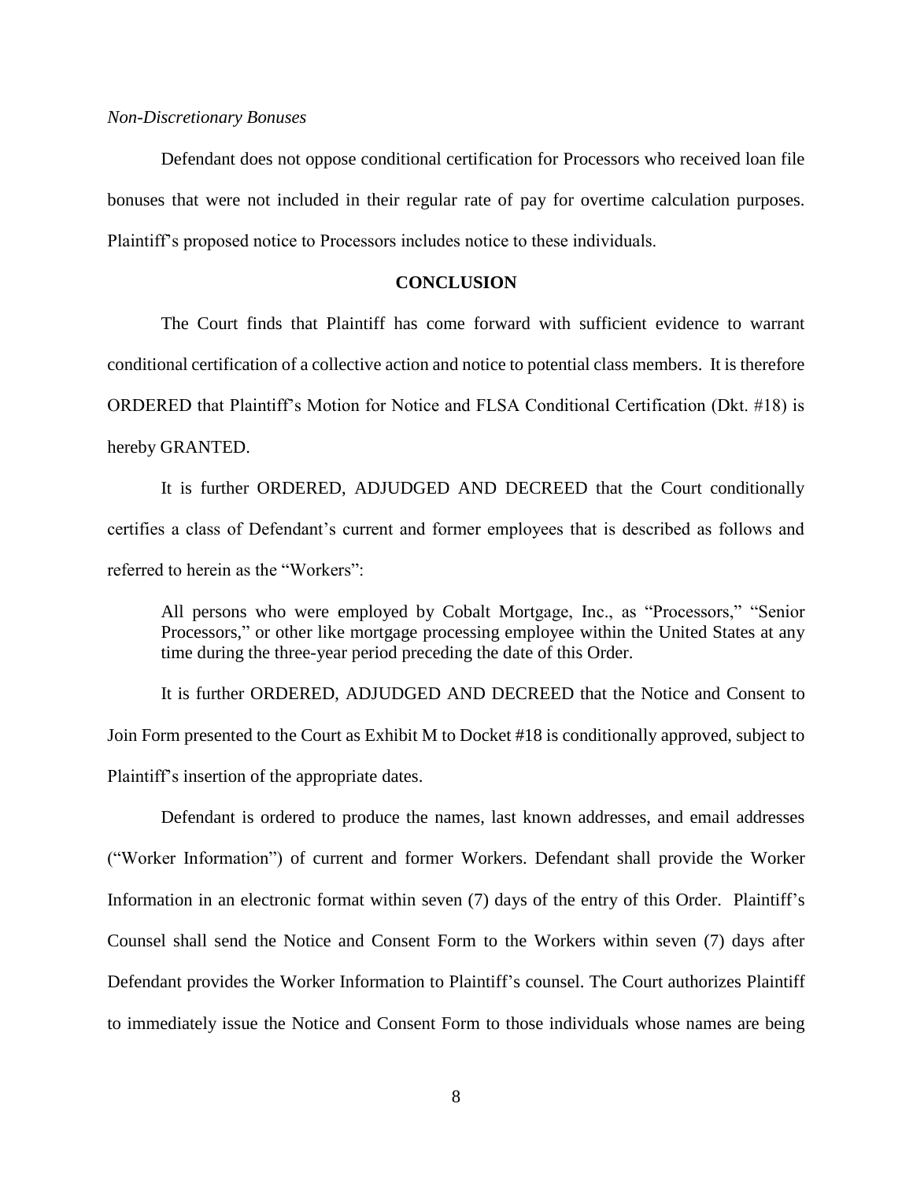*Non-Discretionary Bonuses*

Defendant does not oppose conditional certification for Processors who received loan file bonuses that were not included in their regular rate of pay for overtime calculation purposes. Plaintiff's proposed notice to Processors includes notice to these individuals.

## CONCLUSION

The Court finds that Plaintiff has come forward with sufficient evidence to warrant conditional certification of a collective action and notice to potential class members. It is therefore ORDERED that Plaintiff's Motion for Notice and FLSA Conditional Certification (Dkt. #18) is hereby GRANTED.

It is further ORDERED, ADJUDGED AND DECREED that the Court conditionally certifies a class of Defendant's current and former employees that is described as follows and referred to herein as the "Workers":

> All persons who were employed by Cobalt Mortgage, Inc., as "Processors," "Senior Processors," or other like mortgage processing employee within the United States at any time during the three-year period preceding the date of this Order.

It is further ORDERED, ADJUDGED AND DECREED that the Notice and Consent to Join Form presented to the Court as Exhibit M to Docket #18 is conditionally approved, subject to Plaintiff's insertion of the appropriate dates.

Defendant is ordered to produce the names, last known addresses, and email addresses ("Worker Information") of current and former Workers. Defendant shall provide the Worker Information in an electronic format within seven (7) days of the entry of this Order. Plaintiff's Counsel shall send the Notice and Consent Form to the Workers within seven (7) days after Defendant provides the Worker Information to Plaintiff's counsel. The Court authorizes Plaintiff to immediately issue the Notice and Consent Form to those individuals whose names are being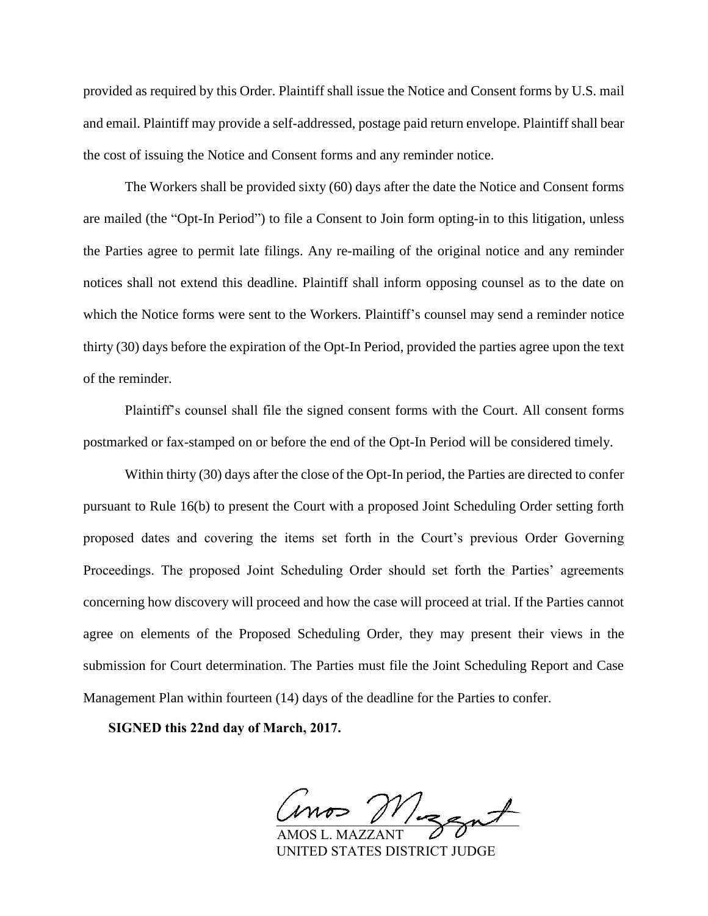provided as required by this Order. Plaintiff shall issue the Notice and Consent forms by U.S. mail and email. Plaintiff may provide a self-addressed, postage paid return envelope. Plaintiff shall bear the cost of issuing the Notice and Consent forms and any reminder notice.

The Workers shall be provided sixty (60) days after the date the Notice and Consent forms are mailed (the "Opt-In Period") to file a Consent to Join form opting-in to this litigation, unless the Parties agree to permit late filings. Any re-mailing of the original notice and any reminder notices shall not extend this deadline. Plaintiff shall inform opposing counsel as to the date on which the Notice forms were sent to the Workers. Plaintiff's counsel may send a reminder notice thirty (30) days before the expiration of the Opt-In Period, provided the parties agree upon the text of the reminder.

Plaintiff's counsel shall file the signed consent forms with the Court. All consent forms postmarked or fax-stamped on or before the end of the Opt-In Period will be considered timely.

Within thirty (30) days after the close of the Opt-In period, the Parties are directed to confer pursuant to Rule 16(b) to present the Court with a proposed Joint Scheduling Order setting forth proposed dates and covering the items set forth in the Court's previous Order Governing Proceedings. The proposed Joint Scheduling Order should set forth the Parties' agreements concerning how discovery will proceed and how the case will proceed at trial. If the Parties cannot agree on elements of the Proposed Scheduling Order, they may present their views in the submission for Court determination. The Parties must file the Joint Scheduling Report and Case Management Plan within fourteen (14) days of the deadline for the Parties to confer.

**SIGNED this 22nd day of March, 2017.**

AMOS L. MAZZANT
UNITED STATES DISTRICT JUDGE